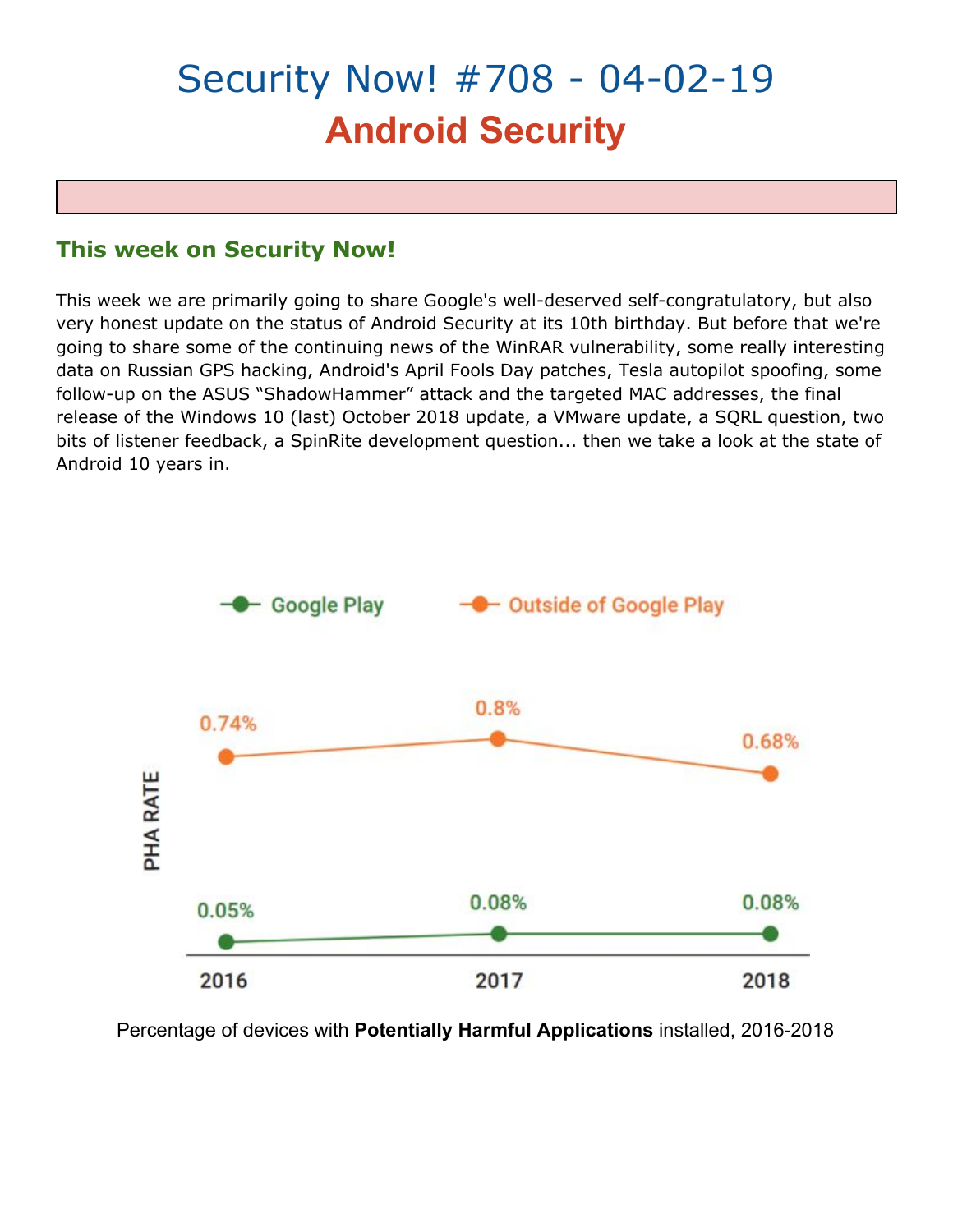# Security Now! #708 - 04-02-19
## Android Security

### This week on Security Now!

This week we are primarily going to share Google's well-deserved self-congratulatory, but also very honest update on the status of Android Security at its 10th birthday. But before that we're going to share some of the continuing news of the WinRAR vulnerability, some really interesting data on Russian GPS hacking, Android's April Fools Day patches, Tesla autopilot spoofing, some follow-up on the ASUS "ShadowHammer" attack and the targeted MAC addresses, the final release of the Windows 10 (last) October 2018 update, a VMware update, a SQRL question, two bits of listener feedback, a SpinRite development question... then we take a look at the state of Android 10 years in.

| PHA RATE | 2016 | 2017 | 2018 |
| --- | --- | --- | --- |
| Google Play | 0.05% | 0.08% | 0.08% |
| Outside of Google Play | 0.74% | 0.8% | 0.68% |

Percentage of devices with **Potentially Harmful Applications** installed, 2016-2018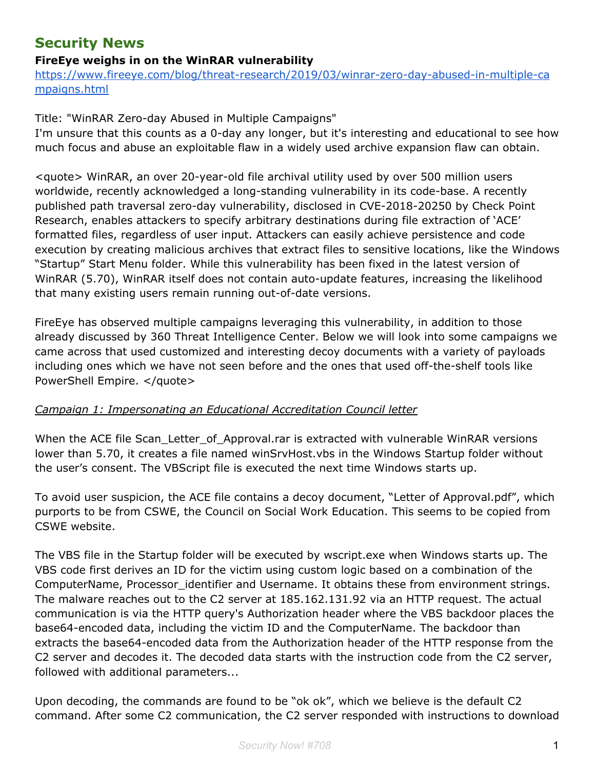## Security News

**FireEye weighs in on the WinRAR vulnerability**
https://www.fireeye.com/blog/threat-research/2019/03/winrar-zero-day-abused-in-multiple-campaigns.html

Title: "WinRAR Zero-day Abused in Multiple Campaigns"
I'm unsure that this counts as a 0-day any longer, but it's interesting and educational to see how much focus and abuse an exploitable flaw in a widely used archive expansion flaw can obtain.

<quote> WinRAR, an over 20-year-old file archival utility used by over 500 million users worldwide, recently acknowledged a long-standing vulnerability in its code-base. A recently published path traversal zero-day vulnerability, disclosed in CVE-2018-20250 by Check Point Research, enables attackers to specify arbitrary destinations during file extraction of 'ACE' formatted files, regardless of user input. Attackers can easily achieve persistence and code execution by creating malicious archives that extract files to sensitive locations, like the Windows "Startup" Start Menu folder. While this vulnerability has been fixed in the latest version of WinRAR (5.70), WinRAR itself does not contain auto-update features, increasing the likelihood that many existing users remain running out-of-date versions.

FireEye has observed multiple campaigns leveraging this vulnerability, in addition to those already discussed by 360 Threat Intelligence Center. Below we will look into some campaigns we came across that used customized and interesting decoy documents with a variety of payloads including ones which we have not seen before and the ones that used off-the-shelf tools like PowerShell Empire. </quote>

*Campaign 1: Impersonating an Educational Accreditation Council letter*

When the ACE file Scan_Letter_of_Approval.rar is extracted with vulnerable WinRAR versions lower than 5.70, it creates a file named winSrvHost.vbs in the Windows Startup folder without the user's consent. The VBScript file is executed the next time Windows starts up.

To avoid user suspicion, the ACE file contains a decoy document, "Letter of Approval.pdf", which purports to be from CSWE, the Council on Social Work Education. This seems to be copied from CSWE website.

The VBS file in the Startup folder will be executed by wscript.exe when Windows starts up. The VBS code first derives an ID for the victim using custom logic based on a combination of the ComputerName, Processor_identifier and Username. It obtains these from environment strings. The malware reaches out to the C2 server at 185.162.131.92 via an HTTP request. The actual communication is via the HTTP query's Authorization header where the VBS backdoor places the base64-encoded data, including the victim ID and the ComputerName. The backdoor than extracts the base64-encoded data from the Authorization header of the HTTP response from the C2 server and decodes it. The decoded data starts with the instruction code from the C2 server, followed with additional parameters...

Upon decoding, the commands are found to be "ok ok", which we believe is the default C2 command. After some C2 communication, the C2 server responded with instructions to download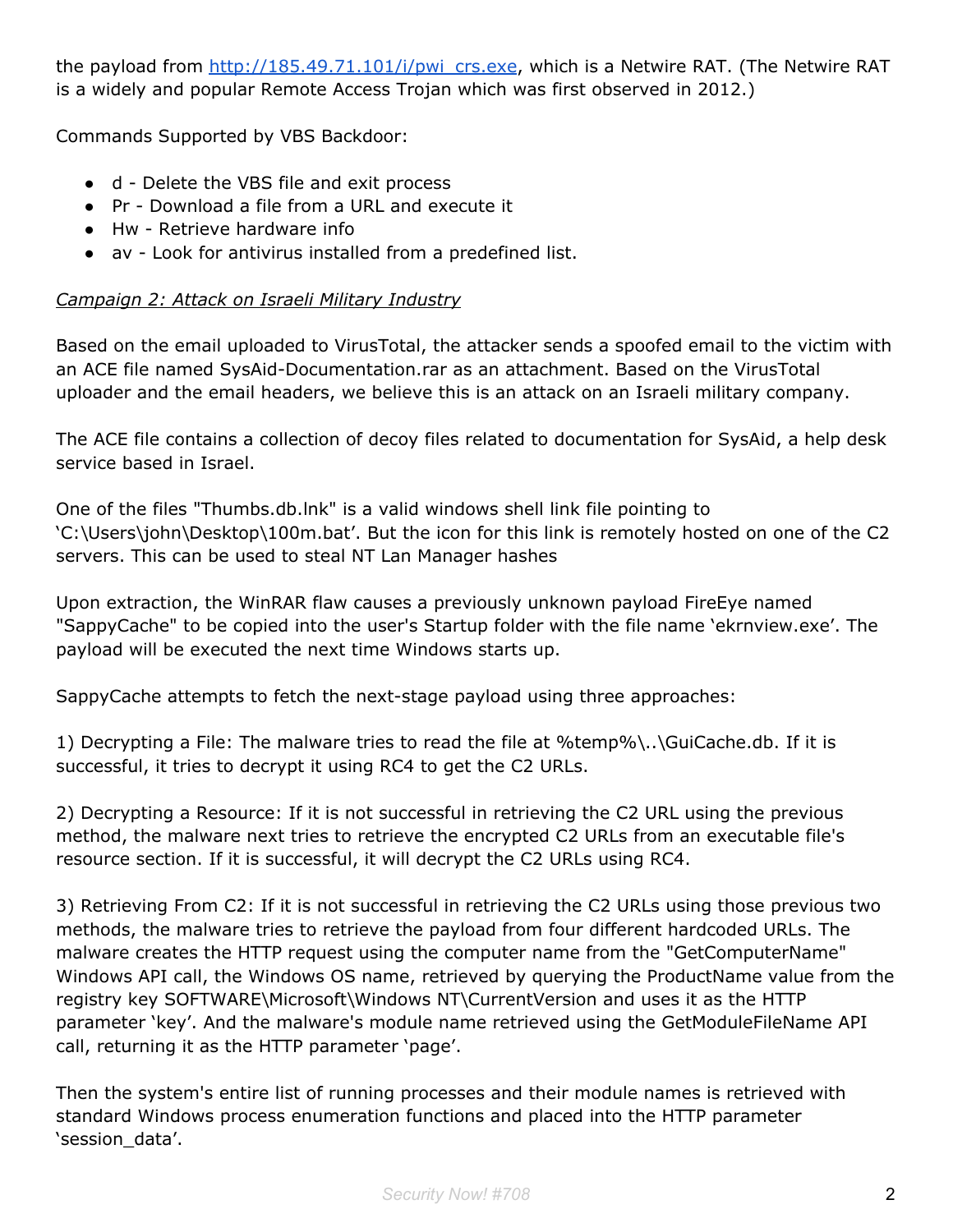the payload from [http://185.49.71.101/i/pwi_crs.exe](http://185.49.71.101/i/pwi_crs.exe), which is a Netwire RAT. (The Netwire RAT is a widely and popular Remote Access Trojan which was first observed in 2012.)

Commands Supported by VBS Backdoor:

- d - Delete the VBS file and exit process
- Pr - Download a file from a URL and execute it
- Hw - Retrieve hardware info
- av - Look for antivirus installed from a predefined list.

*Campaign 2: Attack on Israeli Military Industry*

Based on the email uploaded to VirusTotal, the attacker sends a spoofed email to the victim with an ACE file named SysAid-Documentation.rar as an attachment. Based on the VirusTotal uploader and the email headers, we believe this is an attack on an Israeli military company.

The ACE file contains a collection of decoy files related to documentation for SysAid, a help desk service based in Israel.

One of the files "Thumbs.db.lnk" is a valid windows shell link file pointing to 'C:\Users\john\Desktop\100m.bat'. But the icon for this link is remotely hosted on one of the C2 servers. This can be used to steal NT Lan Manager hashes

Upon extraction, the WinRAR flaw causes a previously unknown payload FireEye named "SappyCache" to be copied into the user's Startup folder with the file name 'ekrnview.exe'. The payload will be executed the next time Windows starts up.

SappyCache attempts to fetch the next-stage payload using three approaches:

1) Decrypting a File: The malware tries to read the file at %temp%\..\GuiCache.db. If it is successful, it tries to decrypt it using RC4 to get the C2 URLs.

2) Decrypting a Resource: If it is not successful in retrieving the C2 URL using the previous method, the malware next tries to retrieve the encrypted C2 URLs from an executable file's resource section. If it is successful, it will decrypt the C2 URLs using RC4.

3) Retrieving From C2: If it is not successful in retrieving the C2 URLs using those previous two methods, the malware tries to retrieve the payload from four different hardcoded URLs. The malware creates the HTTP request using the computer name from the "GetComputerName" Windows API call, the Windows OS name, retrieved by querying the ProductName value from the registry key SOFTWARE\Microsoft\Windows NT\CurrentVersion and uses it as the HTTP parameter 'key'. And the malware's module name retrieved using the GetModuleFileName API call, returning it as the HTTP parameter 'page'.

Then the system's entire list of running processes and their module names is retrieved with standard Windows process enumeration functions and placed into the HTTP parameter 'session_data'.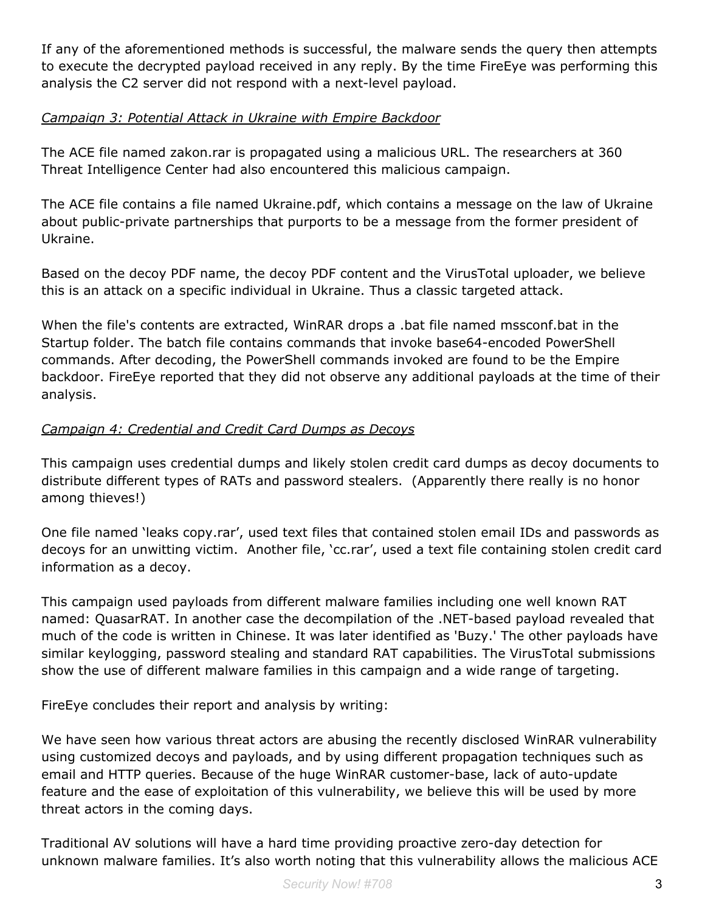If any of the aforementioned methods is successful, the malware sends the query then attempts to execute the decrypted payload received in any reply. By the time FireEye was performing this analysis the C2 server did not respond with a next-level payload.

*Campaign 3: Potential Attack in Ukraine with Empire Backdoor*

The ACE file named zakon.rar is propagated using a malicious URL. The researchers at 360 Threat Intelligence Center had also encountered this malicious campaign.

The ACE file contains a file named Ukraine.pdf, which contains a message on the law of Ukraine about public-private partnerships that purports to be a message from the former president of Ukraine.

Based on the decoy PDF name, the decoy PDF content and the VirusTotal uploader, we believe this is an attack on a specific individual in Ukraine. Thus a classic targeted attack.

When the file's contents are extracted, WinRAR drops a .bat file named mssconf.bat in the Startup folder. The batch file contains commands that invoke base64-encoded PowerShell commands. After decoding, the PowerShell commands invoked are found to be the Empire backdoor. FireEye reported that they did not observe any additional payloads at the time of their analysis.

*Campaign 4: Credential and Credit Card Dumps as Decoys*

This campaign uses credential dumps and likely stolen credit card dumps as decoy documents to distribute different types of RATs and password stealers. (Apparently there really is no honor among thieves!)

One file named 'leaks copy.rar', used text files that contained stolen email IDs and passwords as decoys for an unwitting victim. Another file, 'cc.rar', used a text file containing stolen credit card information as a decoy.

This campaign used payloads from different malware families including one well known RAT named: QuasarRAT. In another case the decompilation of the .NET-based payload revealed that much of the code is written in Chinese. It was later identified as 'Buzy.' The other payloads have similar keylogging, password stealing and standard RAT capabilities. The VirusTotal submissions show the use of different malware families in this campaign and a wide range of targeting.

FireEye concludes their report and analysis by writing:

We have seen how various threat actors are abusing the recently disclosed WinRAR vulnerability using customized decoys and payloads, and by using different propagation techniques such as email and HTTP queries. Because of the huge WinRAR customer-base, lack of auto-update feature and the ease of exploitation of this vulnerability, we believe this will be used by more threat actors in the coming days.

Traditional AV solutions will have a hard time providing proactive zero-day detection for unknown malware families. It's also worth noting that this vulnerability allows the malicious ACE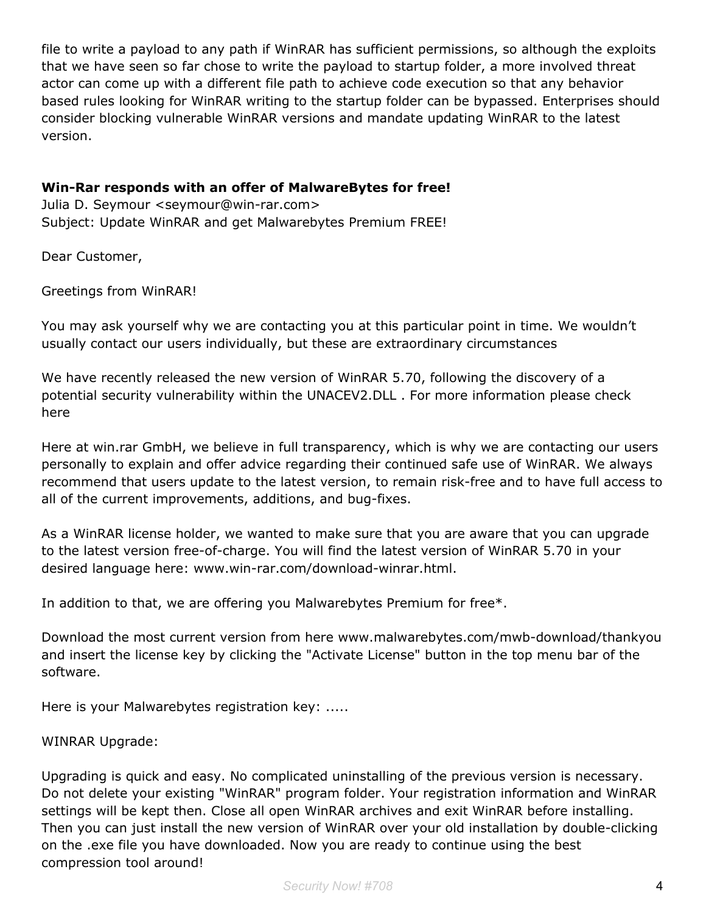file to write a payload to any path if WinRAR has sufficient permissions, so although the exploits that we have seen so far chose to write the payload to startup folder, a more involved threat actor can come up with a different file path to achieve code execution so that any behavior based rules looking for WinRAR writing to the startup folder can be bypassed. Enterprises should consider blocking vulnerable WinRAR versions and mandate updating WinRAR to the latest version.

**Win-Rar responds with an offer of MalwareBytes for free!**
Julia D. Seymour <seymour@win-rar.com>
Subject: Update WinRAR and get Malwarebytes Premium FREE!

Dear Customer,

Greetings from WinRAR!

You may ask yourself why we are contacting you at this particular point in time. We wouldn't usually contact our users individually, but these are extraordinary circumstances

We have recently released the new version of WinRAR 5.70, following the discovery of a potential security vulnerability within the UNACEV2.DLL . For more information please check here

Here at win.rar GmbH, we believe in full transparency, which is why we are contacting our users personally to explain and offer advice regarding their continued safe use of WinRAR. We always recommend that users update to the latest version, to remain risk-free and to have full access to all of the current improvements, additions, and bug-fixes.

As a WinRAR license holder, we wanted to make sure that you are aware that you can upgrade to the latest version free-of-charge. You will find the latest version of WinRAR 5.70 in your desired language here: www.win-rar.com/download-winrar.html.

In addition to that, we are offering you Malwarebytes Premium for free*.

Download the most current version from here www.malwarebytes.com/mwb-download/thankyou and insert the license key by clicking the "Activate License" button in the top menu bar of the software.

Here is your Malwarebytes registration key: .....

WINRAR Upgrade:

Upgrading is quick and easy. No complicated uninstalling of the previous version is necessary. Do not delete your existing "WinRAR" program folder. Your registration information and WinRAR settings will be kept then. Close all open WinRAR archives and exit WinRAR before installing. Then you can just install the new version of WinRAR over your old installation by double-clicking on the .exe file you have downloaded. Now you are ready to continue using the best compression tool around!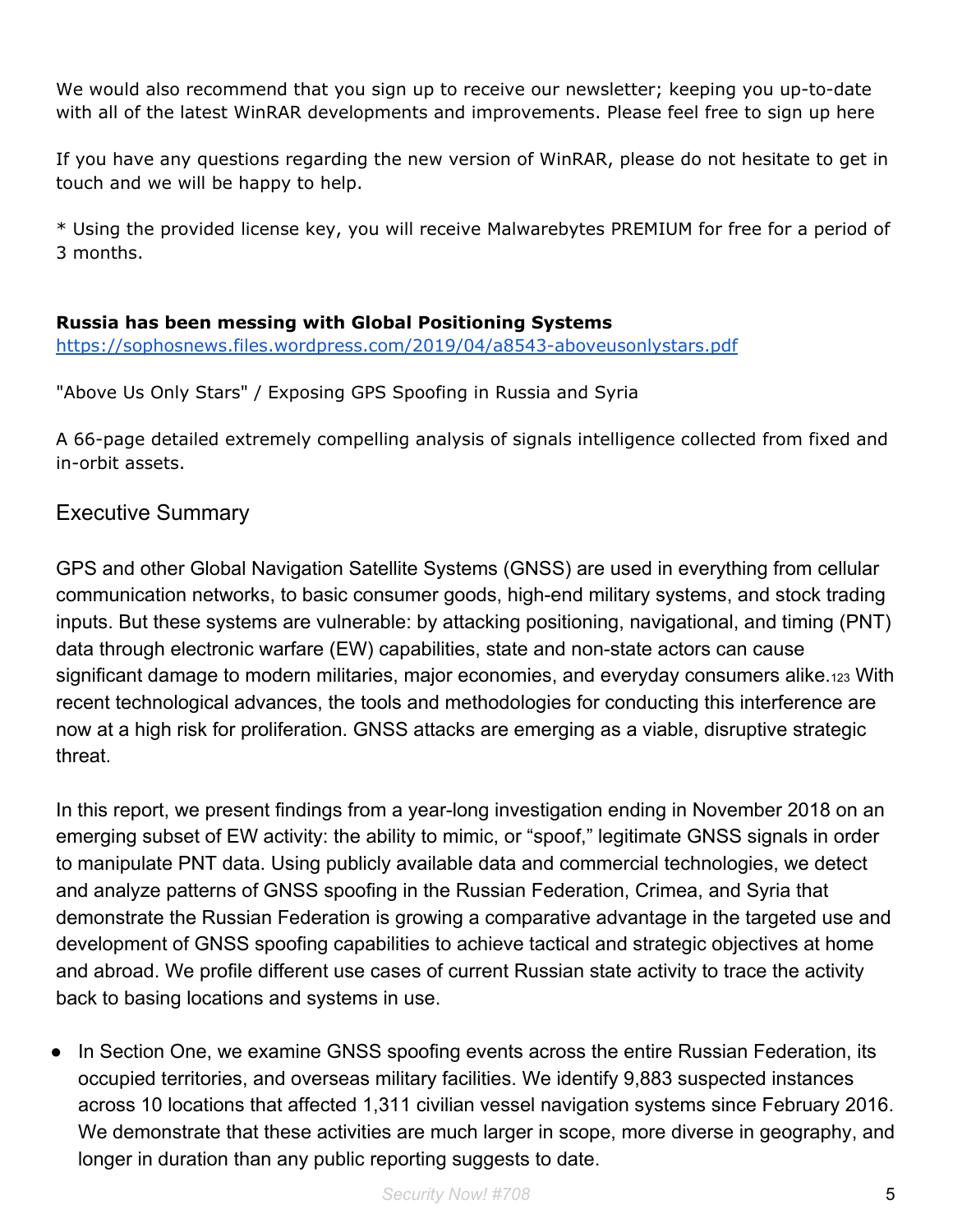We would also recommend that you sign up to receive our newsletter; keeping you up-to-date with all of the latest WinRAR developments and improvements. Please feel free to sign up here

If you have any questions regarding the new version of WinRAR, please do not hesitate to get in touch and we will be happy to help.

* Using the provided license key, you will receive Malwarebytes PREMIUM for free for a period of 3 months.

**Russia has been messing with Global Positioning Systems**
https://sophosnews.files.wordpress.com/2019/04/a8543-aboveusonlystars.pdf

"Above Us Only Stars" / Exposing GPS Spoofing in Russia and Syria

A 66-page detailed extremely compelling analysis of signals intelligence collected from fixed and in-orbit assets.

## Executive Summary

GPS and other Global Navigation Satellite Systems (GNSS) are used in everything from cellular communication networks, to basic consumer goods, high-end military systems, and stock trading inputs. But these systems are vulnerable: by attacking positioning, navigational, and timing (PNT) data through electronic warfare (EW) capabilities, state and non-state actors can cause significant damage to modern militaries, major economies, and everyday consumers alike.[1,2,3] With recent technological advances, the tools and methodologies for conducting this interference are now at a high risk for proliferation. GNSS attacks are emerging as a viable, disruptive strategic threat.

In this report, we present findings from a year-long investigation ending in November 2018 on an emerging subset of EW activity: the ability to mimic, or “spoof,” legitimate GNSS signals in order to manipulate PNT data. Using publicly available data and commercial technologies, we detect and analyze patterns of GNSS spoofing in the Russian Federation, Crimea, and Syria that demonstrate the Russian Federation is growing a comparative advantage in the targeted use and development of GNSS spoofing capabilities to achieve tactical and strategic objectives at home and abroad. We profile different use cases of current Russian state activity to trace the activity back to basing locations and systems in use.

- In Section One, we examine GNSS spoofing events across the entire Russian Federation, its occupied territories, and overseas military facilities. We identify 9,883 suspected instances across 10 locations that affected 1,311 civilian vessel navigation systems since February 2016. We demonstrate that these activities are much larger in scope, more diverse in geography, and longer in duration than any public reporting suggests to date.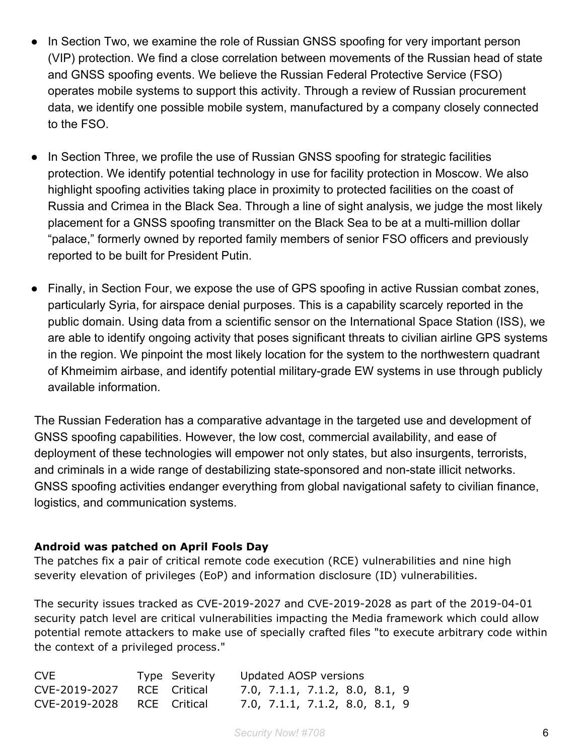- In Section Two, we examine the role of Russian GNSS spoofing for very important person (VIP) protection. We find a close correlation between movements of the Russian head of state and GNSS spoofing events. We believe the Russian Federal Protective Service (FSO) operates mobile systems to support this activity. Through a review of Russian procurement data, we identify one possible mobile system, manufactured by a company closely connected to the FSO.

- In Section Three, we profile the use of Russian GNSS spoofing for strategic facilities protection. We identify potential technology in use for facility protection in Moscow. We also highlight spoofing activities taking place in proximity to protected facilities on the coast of Russia and Crimea in the Black Sea. Through a line of sight analysis, we judge the most likely placement for a GNSS spoofing transmitter on the Black Sea to be at a multi-million dollar "palace," formerly owned by reported family members of senior FSO officers and previously reported to be built for President Putin.

- Finally, in Section Four, we expose the use of GPS spoofing in active Russian combat zones, particularly Syria, for airspace denial purposes. This is a capability scarcely reported in the public domain. Using data from a scientific sensor on the International Space Station (ISS), we are able to identify ongoing activity that poses significant threats to civilian airline GPS systems in the region. We pinpoint the most likely location for the system to the northwestern quadrant of Khmeimim airbase, and identify potential military-grade EW systems in use through publicly available information.

The Russian Federation has a comparative advantage in the targeted use and development of GNSS spoofing capabilities. However, the low cost, commercial availability, and ease of deployment of these technologies will empower not only states, but also insurgents, terrorists, and criminals in a wide range of destabilizing state-sponsored and non-state illicit networks. GNSS spoofing activities endanger everything from global navigational safety to civilian finance, logistics, and communication systems.

**Android was patched on April Fools Day**

The patches fix a pair of critical remote code execution (RCE) vulnerabilities and nine high severity elevation of privileges (EoP) and information disclosure (ID) vulnerabilities.

The security issues tracked as CVE-2019-2027 and CVE-2019-2028 as part of the 2019-04-01 security patch level are critical vulnerabilities impacting the Media framework which could allow potential remote attackers to make use of specially crafted files "to execute arbitrary code within the context of a privileged process."

| CVE | Type | Severity | Updated AOSP versions |
|---|---|---|---|
| CVE-2019-2027 | RCE | Critical | 7.0, 7.1.1, 7.1.2, 8.0, 8.1, 9 |
| CVE-2019-2028 | RCE | Critical | 7.0, 7.1.1, 7.1.2, 8.0, 8.1, 9 |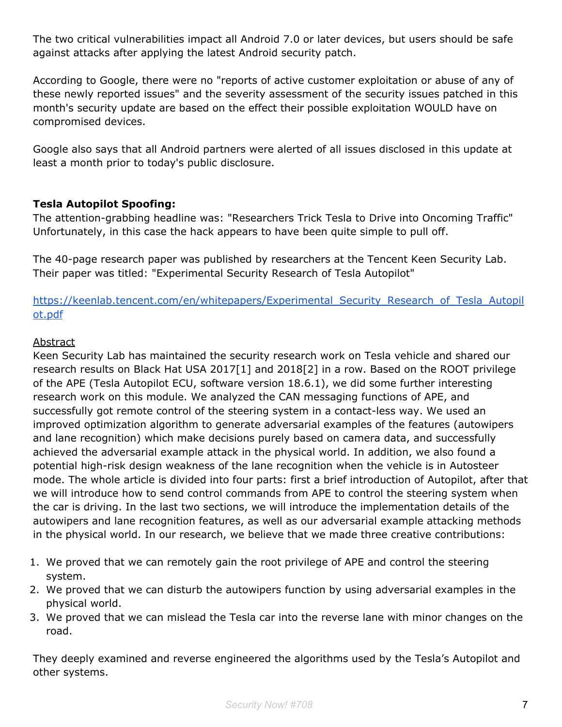The two critical vulnerabilities impact all Android 7.0 or later devices, but users should be safe against attacks after applying the latest Android security patch.

According to Google, there were no "reports of active customer exploitation or abuse of any of these newly reported issues" and the severity assessment of the security issues patched in this month's security update are based on the effect their possible exploitation WOULD have on compromised devices.

Google also says that all Android partners were alerted of all issues disclosed in this update at least a month prior to today's public disclosure.

**Tesla Autopilot Spoofing:**

The attention-grabbing headline was: "Researchers Trick Tesla to Drive into Oncoming Traffic" Unfortunately, in this case the hack appears to have been quite simple to pull off.

The 40-page research paper was published by researchers at the Tencent Keen Security Lab. Their paper was titled: "Experimental Security Research of Tesla Autopilot"

[https://keenlab.tencent.com/en/whitepapers/Experimental_Security_Research_of_Tesla_Autopilot.pdf](https://keenlab.tencent.com/en/whitepapers/Experimental_Security_Research_of_Tesla_Autopilot.pdf)

Abstract

Keen Security Lab has maintained the security research work on Tesla vehicle and shared our research results on Black Hat USA 2017[1] and 2018[2] in a row. Based on the ROOT privilege of the APE (Tesla Autopilot ECU, software version 18.6.1), we did some further interesting research work on this module. We analyzed the CAN messaging functions of APE, and successfully got remote control of the steering system in a contact-less way. We used an improved optimization algorithm to generate adversarial examples of the features (autowipers and lane recognition) which make decisions purely based on camera data, and successfully achieved the adversarial example attack in the physical world. In addition, we also found a potential high-risk design weakness of the lane recognition when the vehicle is in Autosteer mode. The whole article is divided into four parts: first a brief introduction of Autopilot, after that we will introduce how to send control commands from APE to control the steering system when the car is driving. In the last two sections, we will introduce the implementation details of the autowipers and lane recognition features, as well as our adversarial example attacking methods in the physical world. In our research, we believe that we made three creative contributions:

1. We proved that we can remotely gain the root privilege of APE and control the steering system.
2. We proved that we can disturb the autowipers function by using adversarial examples in the physical world.
3. We proved that we can mislead the Tesla car into the reverse lane with minor changes on the road.

They deeply examined and reverse engineered the algorithms used by the Tesla's Autopilot and other systems.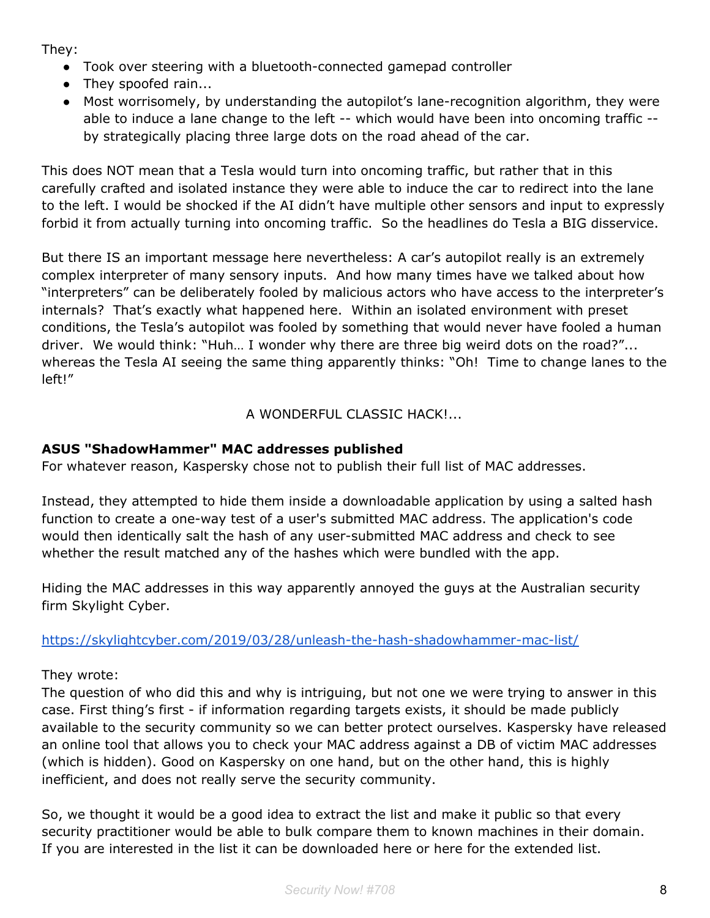They:

- Took over steering with a bluetooth-connected gamepad controller
- They spoofed rain...
- Most worrisomely, by understanding the autopilot's lane-recognition algorithm, they were able to induce a lane change to the left -- which would have been into oncoming traffic -- by strategically placing three large dots on the road ahead of the car.

This does NOT mean that a Tesla would turn into oncoming traffic, but rather that in this carefully crafted and isolated instance they were able to induce the car to redirect into the lane to the left. I would be shocked if the AI didn't have multiple other sensors and input to expressly forbid it from actually turning into oncoming traffic. So the headlines do Tesla a BIG disservice.

But there IS an important message here nevertheless: A car's autopilot really is an extremely complex interpreter of many sensory inputs. And how many times have we talked about how "interpreters" can be deliberately fooled by malicious actors who have access to the interpreter's internals? That's exactly what happened here. Within an isolated environment with preset conditions, the Tesla's autopilot was fooled by something that would never have fooled a human driver. We would think: "Huh… I wonder why there are three big weird dots on the road?"... whereas the Tesla AI seeing the same thing apparently thinks: "Oh! Time to change lanes to the left!"

A WONDERFUL CLASSIC HACK!...

**ASUS "ShadowHammer" MAC addresses published**

For whatever reason, Kaspersky chose not to publish their full list of MAC addresses.

Instead, they attempted to hide them inside a downloadable application by using a salted hash function to create a one-way test of a user's submitted MAC address. The application's code would then identically salt the hash of any user-submitted MAC address and check to see whether the result matched any of the hashes which were bundled with the app.

Hiding the MAC addresses in this way apparently annoyed the guys at the Australian security firm Skylight Cyber.

https://skylightcyber.com/2019/03/28/unleash-the-hash-shadowhammer-mac-list/

They wrote:
The question of who did this and why is intriguing, but not one we were trying to answer in this case. First thing's first - if information regarding targets exists, it should be made publicly available to the security community so we can better protect ourselves. Kaspersky have released an online tool that allows you to check your MAC address against a DB of victim MAC addresses (which is hidden). Good on Kaspersky on one hand, but on the other hand, this is highly inefficient, and does not really serve the security community.

So, we thought it would be a good idea to extract the list and make it public so that every security practitioner would be able to bulk compare them to known machines in their domain. If you are interested in the list it can be downloaded here or here for the extended list.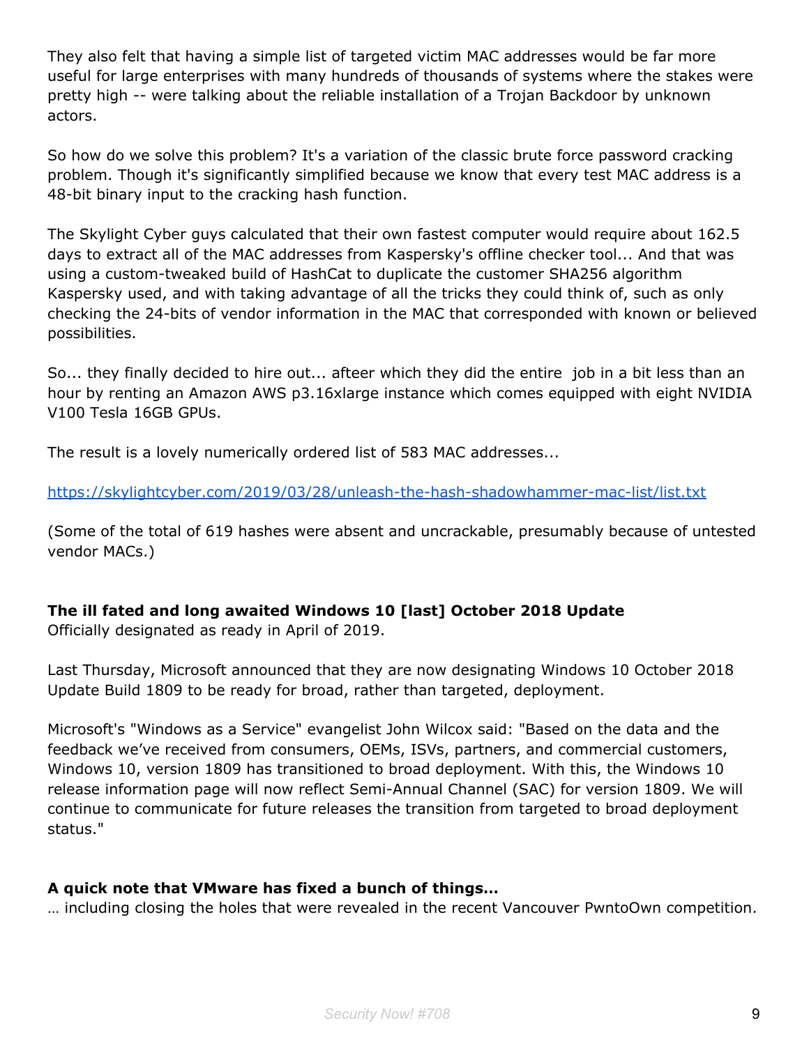They also felt that having a simple list of targeted victim MAC addresses would be far more useful for large enterprises with many hundreds of thousands of systems where the stakes were pretty high -- were talking about the reliable installation of a Trojan Backdoor by unknown actors.

So how do we solve this problem? It's a variation of the classic brute force password cracking problem. Though it's significantly simplified because we know that every test MAC address is a 48-bit binary input to the cracking hash function.

The Skylight Cyber guys calculated that their own fastest computer would require about 162.5 days to extract all of the MAC addresses from Kaspersky's offline checker tool... And that was using a custom-tweaked build of HashCat to duplicate the customer SHA256 algorithm Kaspersky used, and with taking advantage of all the tricks they could think of, such as only checking the 24-bits of vendor information in the MAC that corresponded with known or believed possibilities.

So... they finally decided to hire out... afteer which they did the entire job in a bit less than an hour by renting an Amazon AWS p3.16xlarge instance which comes equipped with eight NVIDIA V100 Tesla 16GB GPUs.

The result is a lovely numerically ordered list of 583 MAC addresses...

https://skylightcyber.com/2019/03/28/unleash-the-hash-shadowhammer-mac-list/list.txt

(Some of the total of 619 hashes were absent and uncrackable, presumably because of untested vendor MACs.)

**The ill fated and long awaited Windows 10 [last] October 2018 Update**
Officially designated as ready in April of 2019.

Last Thursday, Microsoft announced that they are now designating Windows 10 October 2018 Update Build 1809 to be ready for broad, rather than targeted, deployment.

Microsoft's "Windows as a Service" evangelist John Wilcox said: "Based on the data and the feedback we've received from consumers, OEMs, ISVs, partners, and commercial customers, Windows 10, version 1809 has transitioned to broad deployment. With this, the Windows 10 release information page will now reflect Semi-Annual Channel (SAC) for version 1809. We will continue to communicate for future releases the transition from targeted to broad deployment status."

**A quick note that VMware has fixed a bunch of things...**
… including closing the holes that were revealed in the recent Vancouver PwntoOwn competition.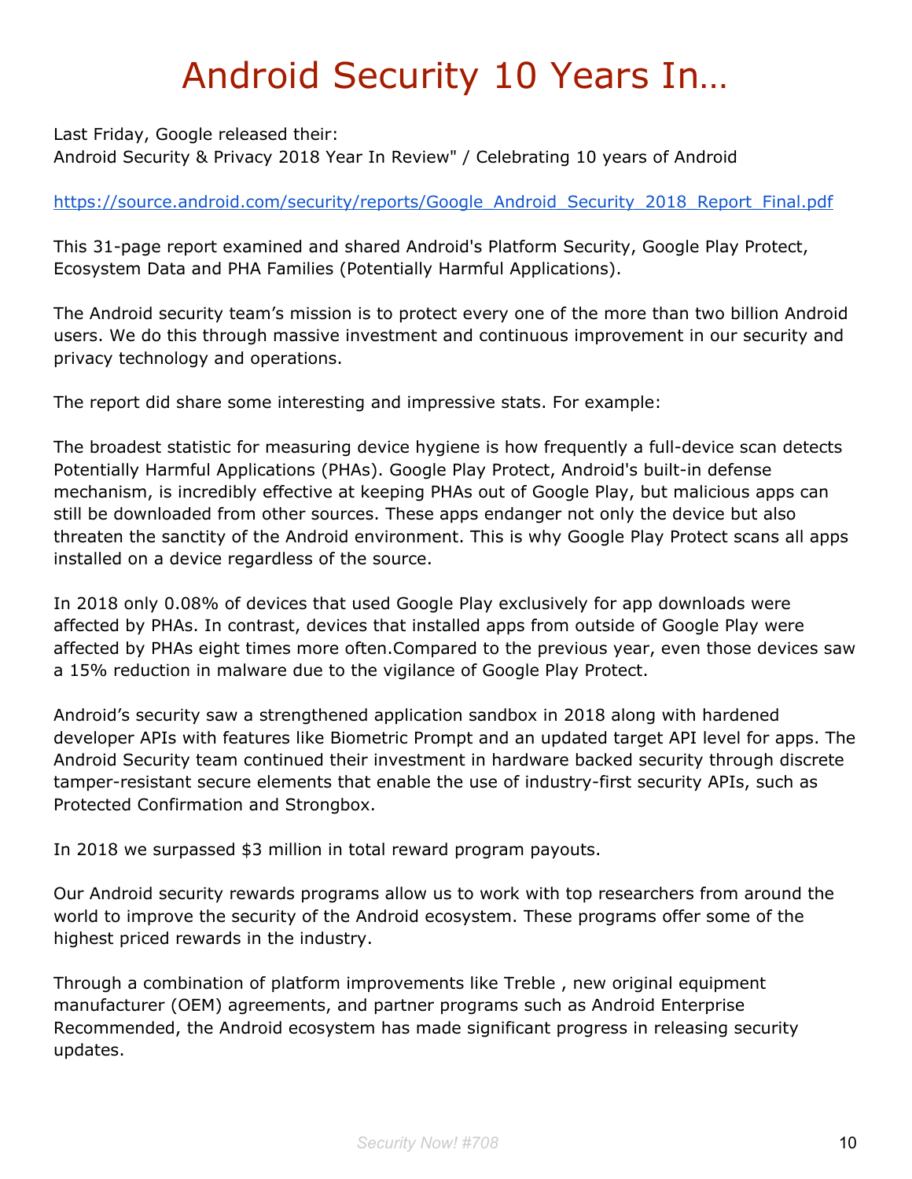# Android Security 10 Years In…

Last Friday, Google released their:
Android Security & Privacy 2018 Year In Review" / Celebrating 10 years of Android

https://source.android.com/security/reports/Google_Android_Security_2018_Report_Final.pdf

This 31-page report examined and shared Android's Platform Security, Google Play Protect, Ecosystem Data and PHA Families (Potentially Harmful Applications).

The Android security team's mission is to protect every one of the more than two billion Android users. We do this through massive investment and continuous improvement in our security and privacy technology and operations.

The report did share some interesting and impressive stats. For example:

The broadest statistic for measuring device hygiene is how frequently a full-device scan detects Potentially Harmful Applications (PHAs). Google Play Protect, Android's built-in defense mechanism, is incredibly effective at keeping PHAs out of Google Play, but malicious apps can still be downloaded from other sources. These apps endanger not only the device but also threaten the sanctity of the Android environment. This is why Google Play Protect scans all apps installed on a device regardless of the source.

In 2018 only 0.08% of devices that used Google Play exclusively for app downloads were affected by PHAs. In contrast, devices that installed apps from outside of Google Play were affected by PHAs eight times more often.Compared to the previous year, even those devices saw a 15% reduction in malware due to the vigilance of Google Play Protect.

Android's security saw a strengthened application sandbox in 2018 along with hardened developer APIs with features like Biometric Prompt and an updated target API level for apps. The Android Security team continued their investment in hardware backed security through discrete tamper-resistant secure elements that enable the use of industry-first security APIs, such as Protected Confirmation and Strongbox.

In 2018 we surpassed $3 million in total reward program payouts.

Our Android security rewards programs allow us to work with top researchers from around the world to improve the security of the Android ecosystem. These programs offer some of the highest priced rewards in the industry.

Through a combination of platform improvements like Treble , new original equipment manufacturer (OEM) agreements, and partner programs such as Android Enterprise Recommended, the Android ecosystem has made significant progress in releasing security updates.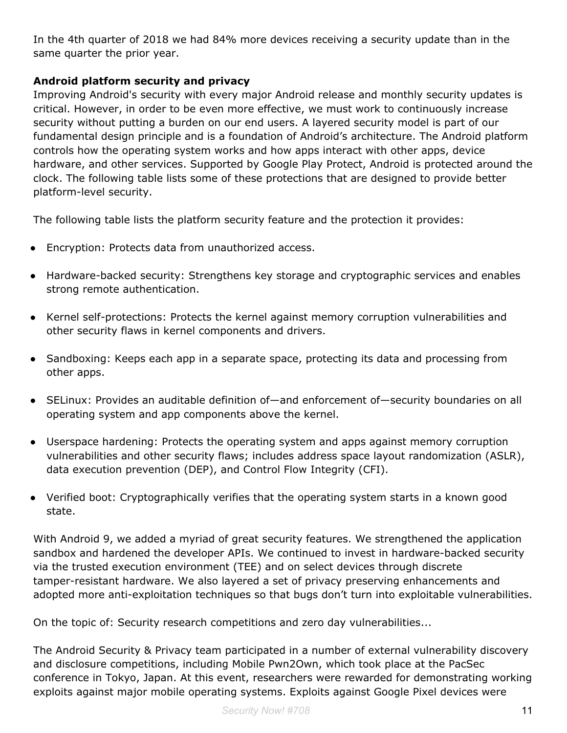In the 4th quarter of 2018 we had 84% more devices receiving a security update than in the same quarter the prior year.

**Android platform security and privacy**
Improving Android's security with every major Android release and monthly security updates is critical. However, in order to be even more effective, we must work to continuously increase security without putting a burden on our end users. A layered security model is part of our fundamental design principle and is a foundation of Android's architecture. The Android platform controls how the operating system works and how apps interact with other apps, device hardware, and other services. Supported by Google Play Protect, Android is protected around the clock. The following table lists some of these protections that are designed to provide better platform-level security.

The following table lists the platform security feature and the protection it provides:

- Encryption: Protects data from unauthorized access.
- Hardware-backed security: Strengthens key storage and cryptographic services and enables strong remote authentication.
- Kernel self-protections: Protects the kernel against memory corruption vulnerabilities and other security flaws in kernel components and drivers.
- Sandboxing: Keeps each app in a separate space, protecting its data and processing from other apps.
- SELinux: Provides an auditable definition of—and enforcement of—security boundaries on all operating system and app components above the kernel.
- Userspace hardening: Protects the operating system and apps against memory corruption vulnerabilities and other security flaws; includes address space layout randomization (ASLR), data execution prevention (DEP), and Control Flow Integrity (CFI).
- Verified boot: Cryptographically verifies that the operating system starts in a known good state.

With Android 9, we added a myriad of great security features. We strengthened the application sandbox and hardened the developer APIs. We continued to invest in hardware-backed security via the trusted execution environment (TEE) and on select devices through discrete tamper-resistant hardware. We also layered a set of privacy preserving enhancements and adopted more anti-exploitation techniques so that bugs don't turn into exploitable vulnerabilities.

On the topic of: Security research competitions and zero day vulnerabilities...

The Android Security & Privacy team participated in a number of external vulnerability discovery and disclosure competitions, including Mobile Pwn2Own, which took place at the PacSec conference in Tokyo, Japan. At this event, researchers were rewarded for demonstrating working exploits against major mobile operating systems. Exploits against Google Pixel devices were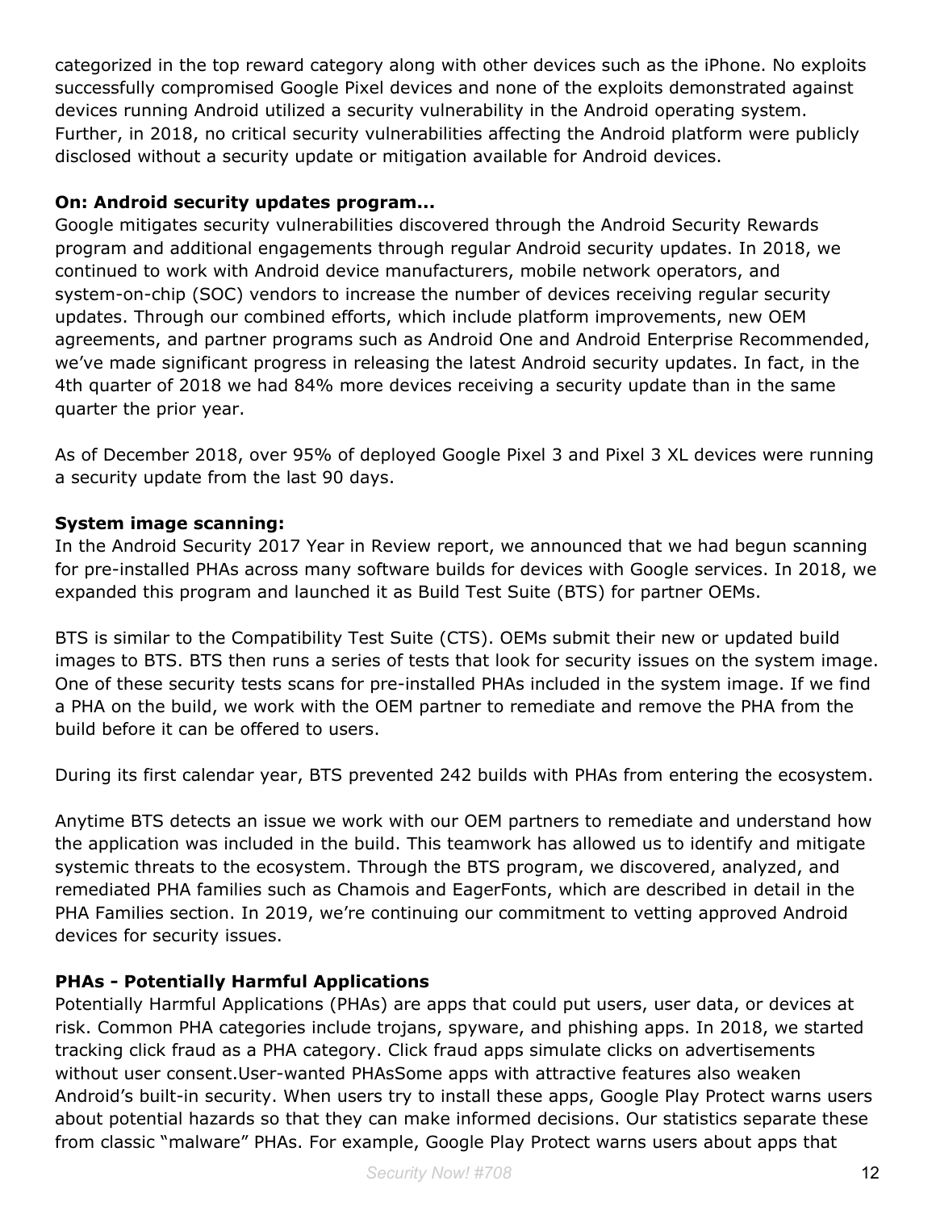categorized in the top reward category along with other devices such as the iPhone. No exploits successfully compromised Google Pixel devices and none of the exploits demonstrated against devices running Android utilized a security vulnerability in the Android operating system. Further, in 2018, no critical security vulnerabilities affecting the Android platform were publicly disclosed without a security update or mitigation available for Android devices.

**On: Android security updates program...**

Google mitigates security vulnerabilities discovered through the Android Security Rewards program and additional engagements through regular Android security updates. In 2018, we continued to work with Android device manufacturers, mobile network operators, and system-on-chip (SOC) vendors to increase the number of devices receiving regular security updates. Through our combined efforts, which include platform improvements, new OEM agreements, and partner programs such as Android One and Android Enterprise Recommended, we've made significant progress in releasing the latest Android security updates. In fact, in the 4th quarter of 2018 we had 84% more devices receiving a security update than in the same quarter the prior year.

As of December 2018, over 95% of deployed Google Pixel 3 and Pixel 3 XL devices were running a security update from the last 90 days.

**System image scanning:**

In the Android Security 2017 Year in Review report, we announced that we had begun scanning for pre-installed PHAs across many software builds for devices with Google services. In 2018, we expanded this program and launched it as Build Test Suite (BTS) for partner OEMs.

BTS is similar to the Compatibility Test Suite (CTS). OEMs submit their new or updated build images to BTS. BTS then runs a series of tests that look for security issues on the system image. One of these security tests scans for pre-installed PHAs included in the system image. If we find a PHA on the build, we work with the OEM partner to remediate and remove the PHA from the build before it can be offered to users.

During its first calendar year, BTS prevented 242 builds with PHAs from entering the ecosystem.

Anytime BTS detects an issue we work with our OEM partners to remediate and understand how the application was included in the build. This teamwork has allowed us to identify and mitigate systemic threats to the ecosystem. Through the BTS program, we discovered, analyzed, and remediated PHA families such as Chamois and EagerFonts, which are described in detail in the PHA Families section. In 2019, we're continuing our commitment to vetting approved Android devices for security issues.

**PHAs - Potentially Harmful Applications**

Potentially Harmful Applications (PHAs) are apps that could put users, user data, or devices at risk. Common PHA categories include trojans, spyware, and phishing apps. In 2018, we started tracking click fraud as a PHA category. Click fraud apps simulate clicks on advertisements without user consent.User-wanted PHAsSome apps with attractive features also weaken Android's built-in security. When users try to install these apps, Google Play Protect warns users about potential hazards so that they can make informed decisions. Our statistics separate these from classic "malware" PHAs. For example, Google Play Protect warns users about apps that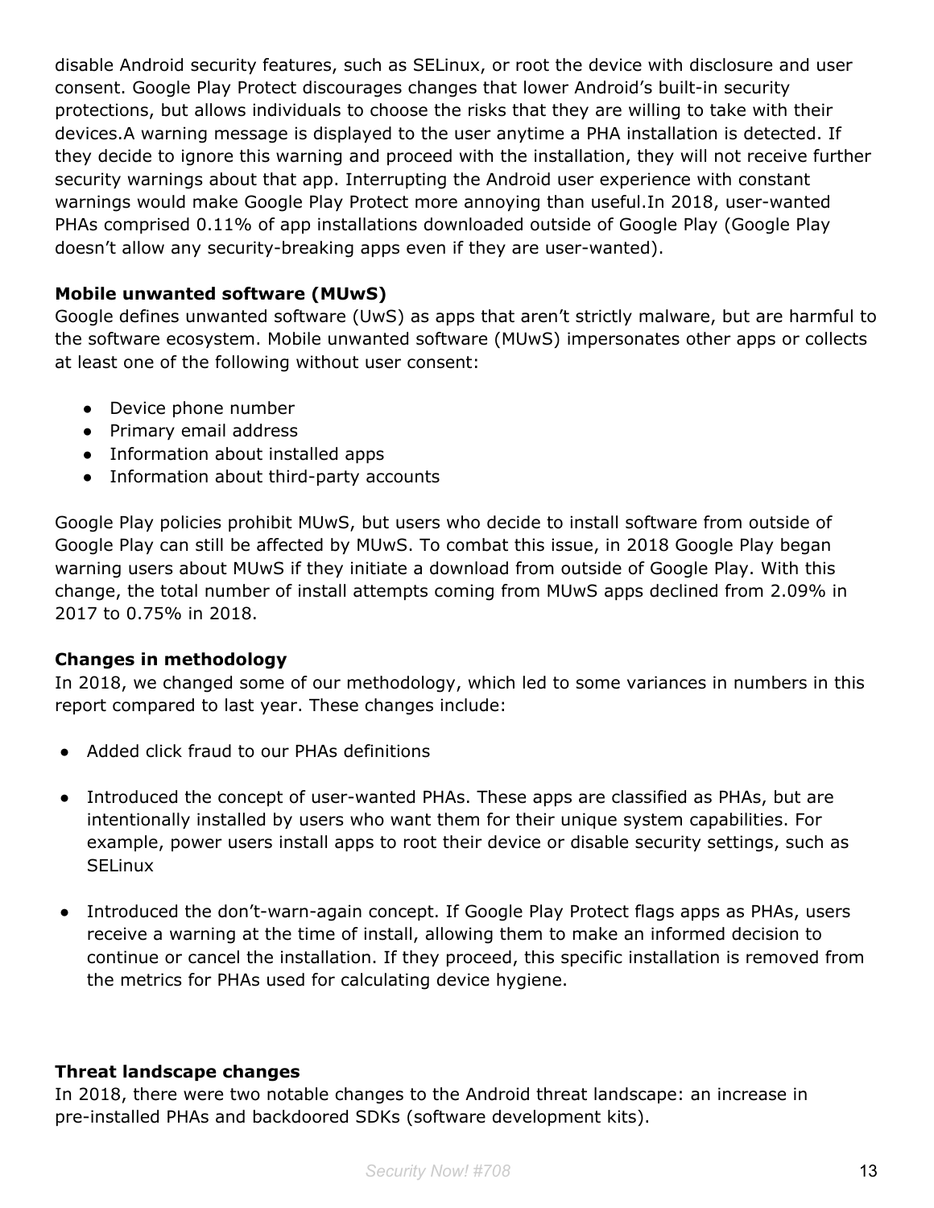disable Android security features, such as SELinux, or root the device with disclosure and user consent. Google Play Protect discourages changes that lower Android's built-in security protections, but allows individuals to choose the risks that they are willing to take with their devices.A warning message is displayed to the user anytime a PHA installation is detected. If they decide to ignore this warning and proceed with the installation, they will not receive further security warnings about that app. Interrupting the Android user experience with constant warnings would make Google Play Protect more annoying than useful.In 2018, user-wanted PHAs comprised 0.11% of app installations downloaded outside of Google Play (Google Play doesn't allow any security-breaking apps even if they are user-wanted).

**Mobile unwanted software (MUwS)**
Google defines unwanted software (UwS) as apps that aren't strictly malware, but are harmful to the software ecosystem. Mobile unwanted software (MUwS) impersonates other apps or collects at least one of the following without user consent:

- Device phone number
- Primary email address
- Information about installed apps
- Information about third-party accounts

Google Play policies prohibit MUwS, but users who decide to install software from outside of Google Play can still be affected by MUwS. To combat this issue, in 2018 Google Play began warning users about MUwS if they initiate a download from outside of Google Play. With this change, the total number of install attempts coming from MUwS apps declined from 2.09% in 2017 to 0.75% in 2018.

**Changes in methodology**
In 2018, we changed some of our methodology, which led to some variances in numbers in this report compared to last year. These changes include:

- Added click fraud to our PHAs definitions
- Introduced the concept of user-wanted PHAs. These apps are classified as PHAs, but are intentionally installed by users who want them for their unique system capabilities. For example, power users install apps to root their device or disable security settings, such as SELinux
- Introduced the don't-warn-again concept. If Google Play Protect flags apps as PHAs, users receive a warning at the time of install, allowing them to make an informed decision to continue or cancel the installation. If they proceed, this specific installation is removed from the metrics for PHAs used for calculating device hygiene.

**Threat landscape changes**
In 2018, there were two notable changes to the Android threat landscape: an increase in pre-installed PHAs and backdoored SDKs (software development kits).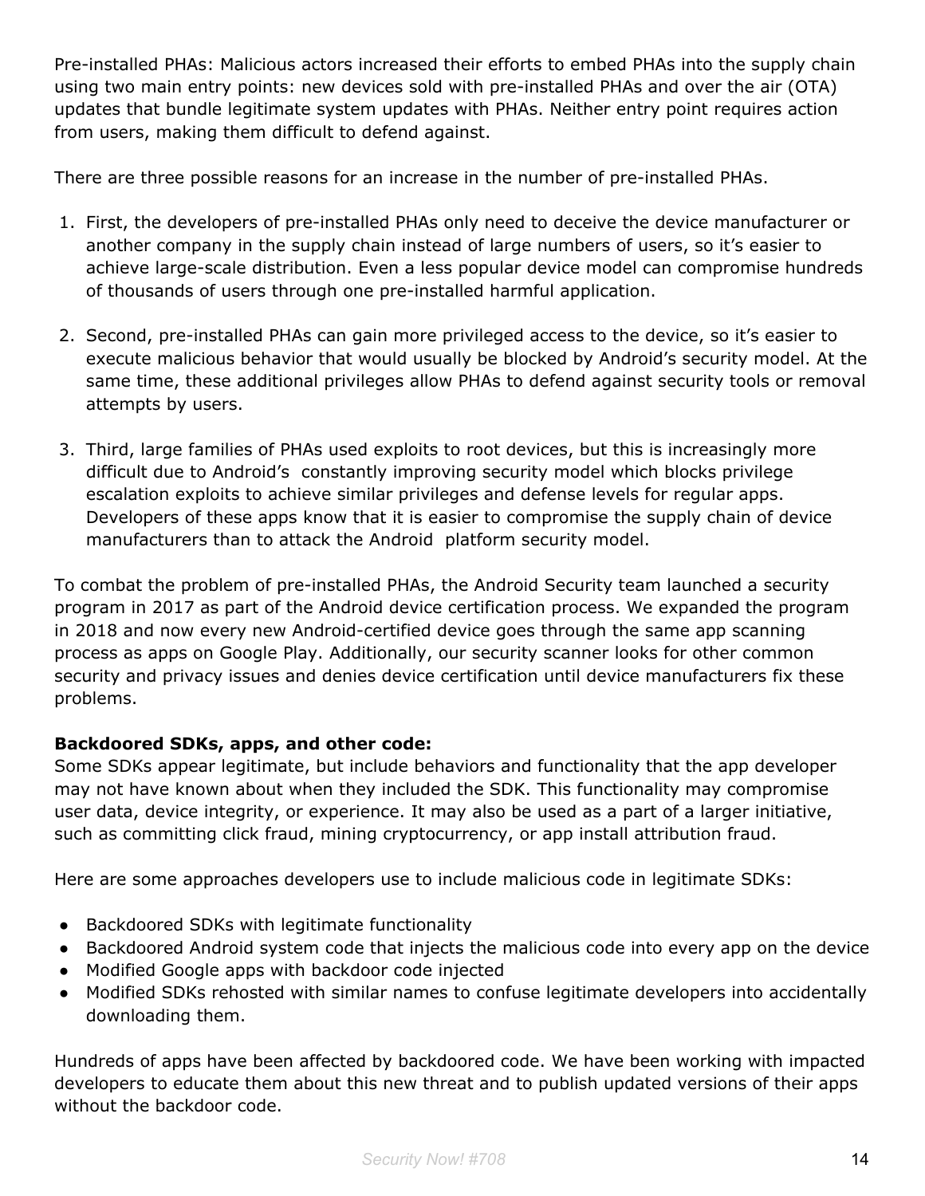Pre-installed PHAs: Malicious actors increased their efforts to embed PHAs into the supply chain using two main entry points: new devices sold with pre-installed PHAs and over the air (OTA) updates that bundle legitimate system updates with PHAs. Neither entry point requires action from users, making them difficult to defend against.

There are three possible reasons for an increase in the number of pre-installed PHAs.

1. First, the developers of pre-installed PHAs only need to deceive the device manufacturer or another company in the supply chain instead of large numbers of users, so it's easier to achieve large-scale distribution. Even a less popular device model can compromise hundreds of thousands of users through one pre-installed harmful application.

2. Second, pre-installed PHAs can gain more privileged access to the device, so it's easier to execute malicious behavior that would usually be blocked by Android's security model. At the same time, these additional privileges allow PHAs to defend against security tools or removal attempts by users.

3. Third, large families of PHAs used exploits to root devices, but this is increasingly more difficult due to Android's constantly improving security model which blocks privilege escalation exploits to achieve similar privileges and defense levels for regular apps. Developers of these apps know that it is easier to compromise the supply chain of device manufacturers than to attack the Android platform security model.

To combat the problem of pre-installed PHAs, the Android Security team launched a security program in 2017 as part of the Android device certification process. We expanded the program in 2018 and now every new Android-certified device goes through the same app scanning process as apps on Google Play. Additionally, our security scanner looks for other common security and privacy issues and denies device certification until device manufacturers fix these problems.

**Backdoored SDKs, apps, and other code:**
Some SDKs appear legitimate, but include behaviors and functionality that the app developer may not have known about when they included the SDK. This functionality may compromise user data, device integrity, or experience. It may also be used as a part of a larger initiative, such as committing click fraud, mining cryptocurrency, or app install attribution fraud.

Here are some approaches developers use to include malicious code in legitimate SDKs:

- Backdoored SDKs with legitimate functionality
- Backdoored Android system code that injects the malicious code into every app on the device
- Modified Google apps with backdoor code injected
- Modified SDKs rehosted with similar names to confuse legitimate developers into accidentally downloading them.

Hundreds of apps have been affected by backdoored code. We have been working with impacted developers to educate them about this new threat and to publish updated versions of their apps without the backdoor code.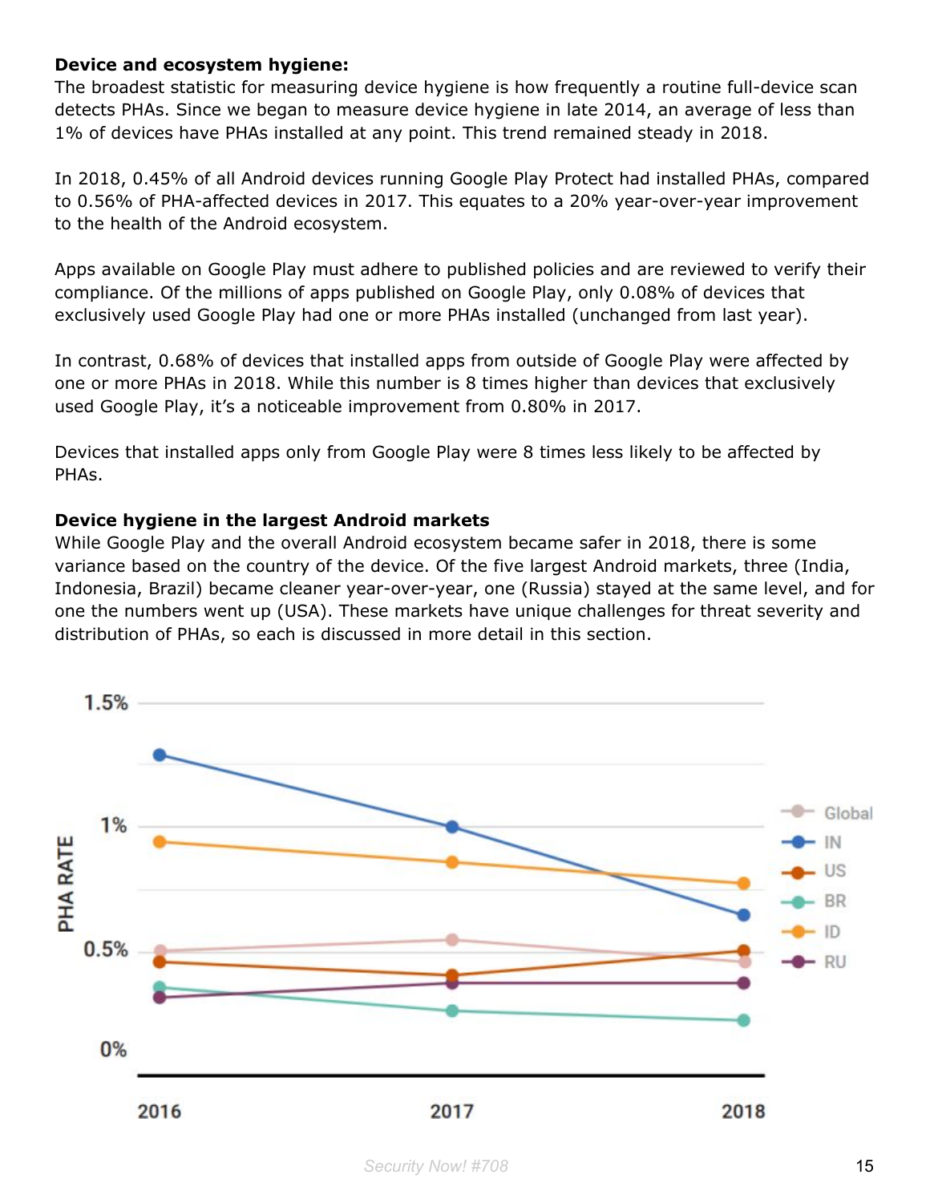**Device and ecosystem hygiene:**
The broadest statistic for measuring device hygiene is how frequently a routine full-device scan detects PHAs. Since we began to measure device hygiene in late 2014, an average of less than 1% of devices have PHAs installed at any point. This trend remained steady in 2018.

In 2018, 0.45% of all Android devices running Google Play Protect had installed PHAs, compared to 0.56% of PHA-affected devices in 2017. This equates to a 20% year-over-year improvement to the health of the Android ecosystem.

Apps available on Google Play must adhere to published policies and are reviewed to verify their compliance. Of the millions of apps published on Google Play, only 0.08% of devices that exclusively used Google Play had one or more PHAs installed (unchanged from last year).

In contrast, 0.68% of devices that installed apps from outside of Google Play were affected by one or more PHAs in 2018. While this number is 8 times higher than devices that exclusively used Google Play, it's a noticeable improvement from 0.80% in 2017.

Devices that installed apps only from Google Play were 8 times less likely to be affected by PHAs.

**Device hygiene in the largest Android markets**
While Google Play and the overall Android ecosystem became safer in 2018, there is some variance based on the country of the device. Of the five largest Android markets, three (India, Indonesia, Brazil) became cleaner year-over-year, one (Russia) stayed at the same level, and for one the numbers went up (USA). These markets have unique challenges for threat severity and distribution of PHAs, so each is discussed in more detail in this section.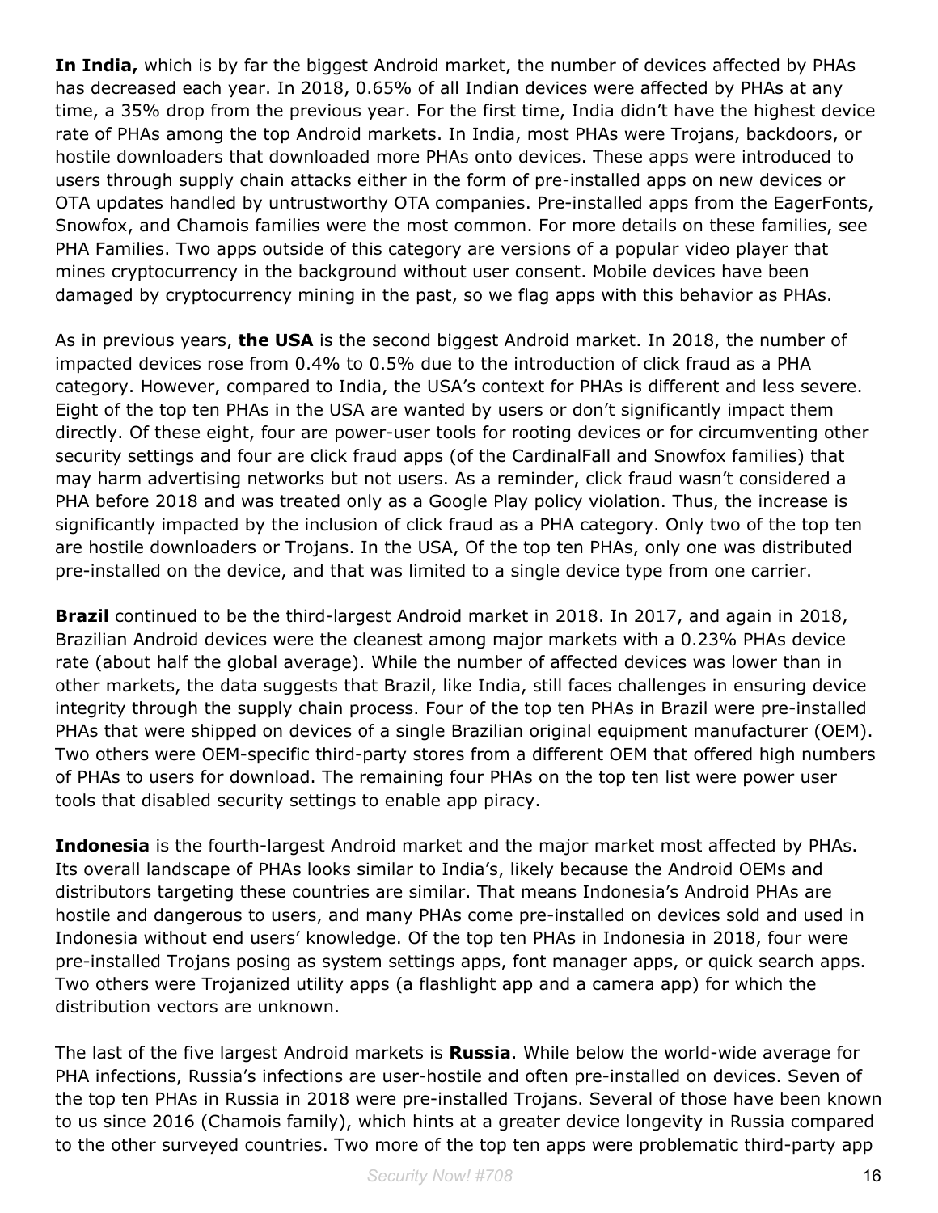**In India,** which is by far the biggest Android market, the number of devices affected by PHAs has decreased each year. In 2018, 0.65% of all Indian devices were affected by PHAs at any time, a 35% drop from the previous year. For the first time, India didn't have the highest device rate of PHAs among the top Android markets. In India, most PHAs were Trojans, backdoors, or hostile downloaders that downloaded more PHAs onto devices. These apps were introduced to users through supply chain attacks either in the form of pre-installed apps on new devices or OTA updates handled by untrustworthy OTA companies. Pre-installed apps from the EagerFonts, Snowfox, and Chamois families were the most common. For more details on these families, see PHA Families. Two apps outside of this category are versions of a popular video player that mines cryptocurrency in the background without user consent. Mobile devices have been damaged by cryptocurrency mining in the past, so we flag apps with this behavior as PHAs.

As in previous years, **the USA** is the second biggest Android market. In 2018, the number of impacted devices rose from 0.4% to 0.5% due to the introduction of click fraud as a PHA category. However, compared to India, the USA's context for PHAs is different and less severe. Eight of the top ten PHAs in the USA are wanted by users or don't significantly impact them directly. Of these eight, four are power-user tools for rooting devices or for circumventing other security settings and four are click fraud apps (of the CardinalFall and Snowfox families) that may harm advertising networks but not users. As a reminder, click fraud wasn't considered a PHA before 2018 and was treated only as a Google Play policy violation. Thus, the increase is significantly impacted by the inclusion of click fraud as a PHA category. Only two of the top ten are hostile downloaders or Trojans. In the USA, Of the top ten PHAs, only one was distributed pre-installed on the device, and that was limited to a single device type from one carrier.

**Brazil** continued to be the third-largest Android market in 2018. In 2017, and again in 2018, Brazilian Android devices were the cleanest among major markets with a 0.23% PHAs device rate (about half the global average). While the number of affected devices was lower than in other markets, the data suggests that Brazil, like India, still faces challenges in ensuring device integrity through the supply chain process. Four of the top ten PHAs in Brazil were pre-installed PHAs that were shipped on devices of a single Brazilian original equipment manufacturer (OEM). Two others were OEM-specific third-party stores from a different OEM that offered high numbers of PHAs to users for download. The remaining four PHAs on the top ten list were power user tools that disabled security settings to enable app piracy.

**Indonesia** is the fourth-largest Android market and the major market most affected by PHAs. Its overall landscape of PHAs looks similar to India's, likely because the Android OEMs and distributors targeting these countries are similar. That means Indonesia's Android PHAs are hostile and dangerous to users, and many PHAs come pre-installed on devices sold and used in Indonesia without end users' knowledge. Of the top ten PHAs in Indonesia in 2018, four were pre-installed Trojans posing as system settings apps, font manager apps, or quick search apps. Two others were Trojanized utility apps (a flashlight app and a camera app) for which the distribution vectors are unknown.

The last of the five largest Android markets is **Russia**. While below the world-wide average for PHA infections, Russia's infections are user-hostile and often pre-installed on devices. Seven of the top ten PHAs in Russia in 2018 were pre-installed Trojans. Several of those have been known to us since 2016 (Chamois family), which hints at a greater device longevity in Russia compared to the other surveyed countries. Two more of the top ten apps were problematic third-party app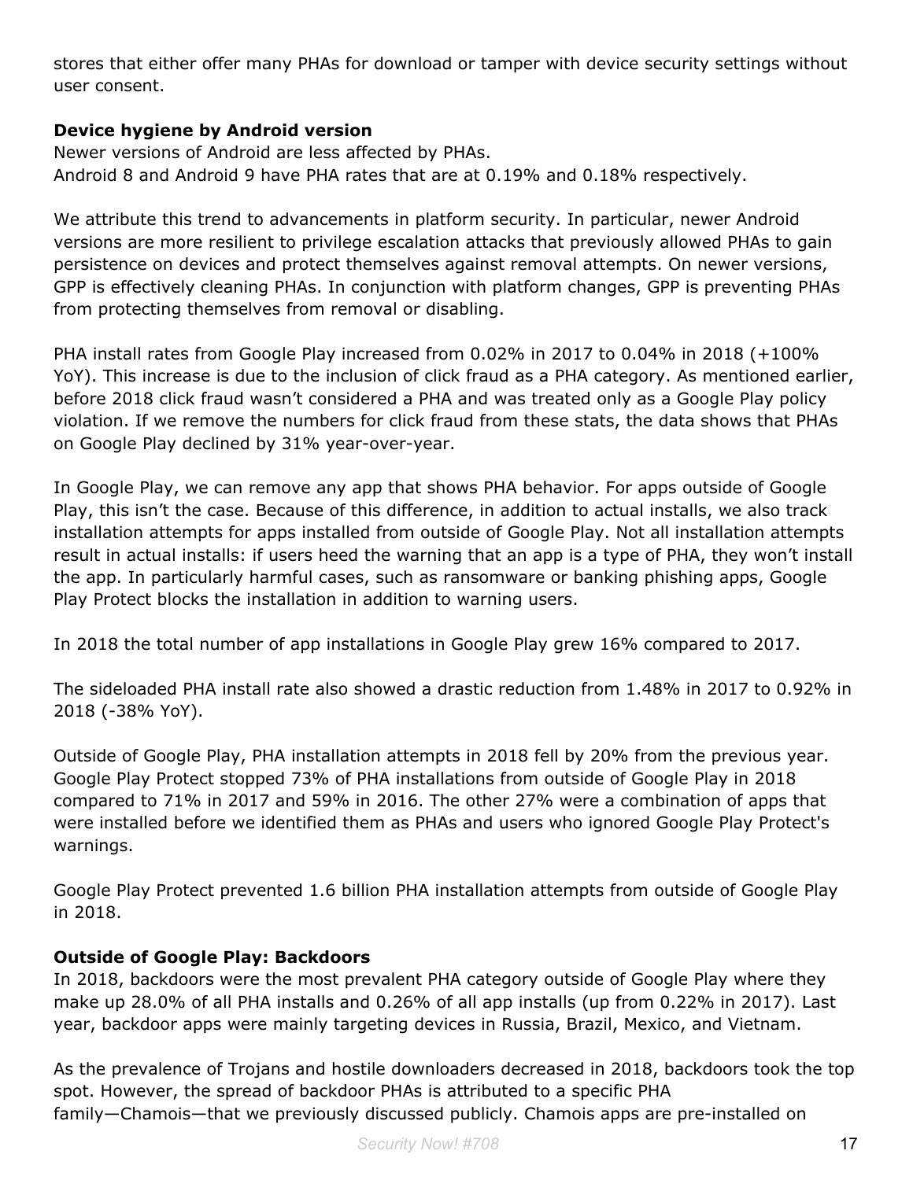stores that either offer many PHAs for download or tamper with device security settings without user consent.

**Device hygiene by Android version**

Newer versions of Android are less affected by PHAs.
Android 8 and Android 9 have PHA rates that are at 0.19% and 0.18% respectively.

We attribute this trend to advancements in platform security. In particular, newer Android versions are more resilient to privilege escalation attacks that previously allowed PHAs to gain persistence on devices and protect themselves against removal attempts. On newer versions, GPP is effectively cleaning PHAs. In conjunction with platform changes, GPP is preventing PHAs from protecting themselves from removal or disabling.

PHA install rates from Google Play increased from 0.02% in 2017 to 0.04% in 2018 (+100% YoY). This increase is due to the inclusion of click fraud as a PHA category. As mentioned earlier, before 2018 click fraud wasn't considered a PHA and was treated only as a Google Play policy violation. If we remove the numbers for click fraud from these stats, the data shows that PHAs on Google Play declined by 31% year-over-year.

In Google Play, we can remove any app that shows PHA behavior. For apps outside of Google Play, this isn't the case. Because of this difference, in addition to actual installs, we also track installation attempts for apps installed from outside of Google Play. Not all installation attempts result in actual installs: if users heed the warning that an app is a type of PHA, they won't install the app. In particularly harmful cases, such as ransomware or banking phishing apps, Google Play Protect blocks the installation in addition to warning users.

In 2018 the total number of app installations in Google Play grew 16% compared to 2017.

The sideloaded PHA install rate also showed a drastic reduction from 1.48% in 2017 to 0.92% in 2018 (-38% YoY).

Outside of Google Play, PHA installation attempts in 2018 fell by 20% from the previous year. Google Play Protect stopped 73% of PHA installations from outside of Google Play in 2018 compared to 71% in 2017 and 59% in 2016. The other 27% were a combination of apps that were installed before we identified them as PHAs and users who ignored Google Play Protect's warnings.

Google Play Protect prevented 1.6 billion PHA installation attempts from outside of Google Play in 2018.

**Outside of Google Play: Backdoors**

In 2018, backdoors were the most prevalent PHA category outside of Google Play where they make up 28.0% of all PHA installs and 0.26% of all app installs (up from 0.22% in 2017). Last year, backdoor apps were mainly targeting devices in Russia, Brazil, Mexico, and Vietnam.

As the prevalence of Trojans and hostile downloaders decreased in 2018, backdoors took the top spot. However, the spread of backdoor PHAs is attributed to a specific PHA family—Chamois—that we previously discussed publicly. Chamois apps are pre-installed on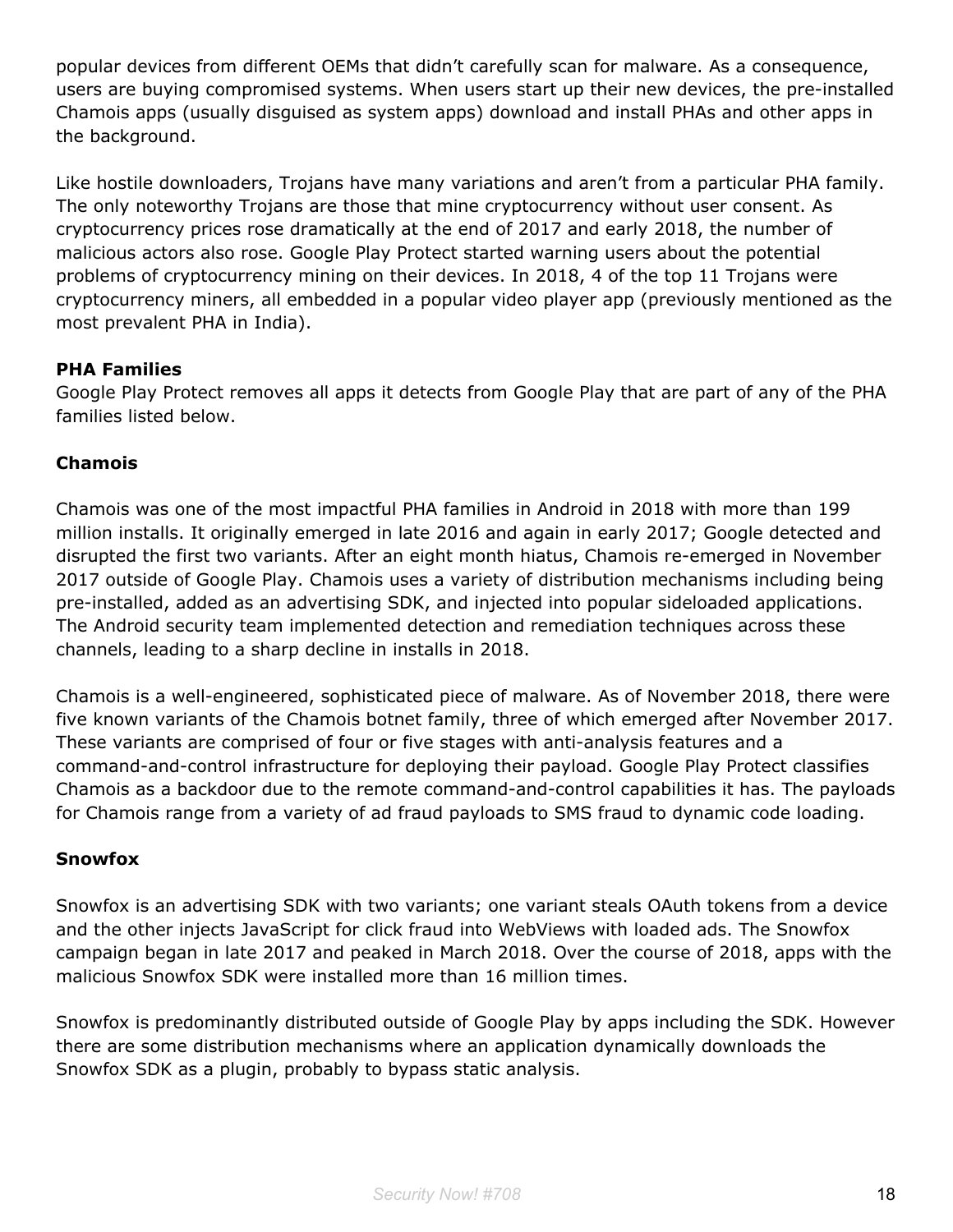popular devices from different OEMs that didn't carefully scan for malware. As a consequence, users are buying compromised systems. When users start up their new devices, the pre-installed Chamois apps (usually disguised as system apps) download and install PHAs and other apps in the background.

Like hostile downloaders, Trojans have many variations and aren't from a particular PHA family. The only noteworthy Trojans are those that mine cryptocurrency without user consent. As cryptocurrency prices rose dramatically at the end of 2017 and early 2018, the number of malicious actors also rose. Google Play Protect started warning users about the potential problems of cryptocurrency mining on their devices. In 2018, 4 of the top 11 Trojans were cryptocurrency miners, all embedded in a popular video player app (previously mentioned as the most prevalent PHA in India).

**PHA Families**

Google Play Protect removes all apps it detects from Google Play that are part of any of the PHA families listed below.

**Chamois**

Chamois was one of the most impactful PHA families in Android in 2018 with more than 199 million installs. It originally emerged in late 2016 and again in early 2017; Google detected and disrupted the first two variants. After an eight month hiatus, Chamois re-emerged in November 2017 outside of Google Play. Chamois uses a variety of distribution mechanisms including being pre-installed, added as an advertising SDK, and injected into popular sideloaded applications. The Android security team implemented detection and remediation techniques across these channels, leading to a sharp decline in installs in 2018.

Chamois is a well-engineered, sophisticated piece of malware. As of November 2018, there were five known variants of the Chamois botnet family, three of which emerged after November 2017. These variants are comprised of four or five stages with anti-analysis features and a command-and-control infrastructure for deploying their payload. Google Play Protect classifies Chamois as a backdoor due to the remote command-and-control capabilities it has. The payloads for Chamois range from a variety of ad fraud payloads to SMS fraud to dynamic code loading.

**Snowfox**

Snowfox is an advertising SDK with two variants; one variant steals OAuth tokens from a device and the other injects JavaScript for click fraud into WebViews with loaded ads. The Snowfox campaign began in late 2017 and peaked in March 2018. Over the course of 2018, apps with the malicious Snowfox SDK were installed more than 16 million times.

Snowfox is predominantly distributed outside of Google Play by apps including the SDK. However there are some distribution mechanisms where an application dynamically downloads the Snowfox SDK as a plugin, probably to bypass static analysis.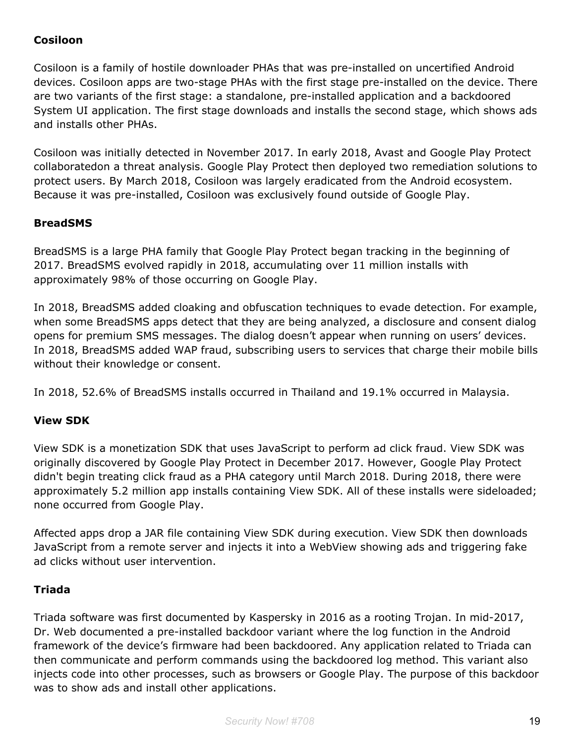**Cosiloon**

Cosiloon is a family of hostile downloader PHAs that was pre-installed on uncertified Android devices. Cosiloon apps are two-stage PHAs with the first stage pre-installed on the device. There are two variants of the first stage: a standalone, pre-installed application and a backdoored System UI application. The first stage downloads and installs the second stage, which shows ads and installs other PHAs.

Cosiloon was initially detected in November 2017. In early 2018, Avast and Google Play Protect collaboratedon a threat analysis. Google Play Protect then deployed two remediation solutions to protect users. By March 2018, Cosiloon was largely eradicated from the Android ecosystem. Because it was pre-installed, Cosiloon was exclusively found outside of Google Play.

**BreadSMS**

BreadSMS is a large PHA family that Google Play Protect began tracking in the beginning of 2017. BreadSMS evolved rapidly in 2018, accumulating over 11 million installs with approximately 98% of those occurring on Google Play.

In 2018, BreadSMS added cloaking and obfuscation techniques to evade detection. For example, when some BreadSMS apps detect that they are being analyzed, a disclosure and consent dialog opens for premium SMS messages. The dialog doesn't appear when running on users' devices. In 2018, BreadSMS added WAP fraud, subscribing users to services that charge their mobile bills without their knowledge or consent.

In 2018, 52.6% of BreadSMS installs occurred in Thailand and 19.1% occurred in Malaysia.

**View SDK**

View SDK is a monetization SDK that uses JavaScript to perform ad click fraud. View SDK was originally discovered by Google Play Protect in December 2017. However, Google Play Protect didn't begin treating click fraud as a PHA category until March 2018. During 2018, there were approximately 5.2 million app installs containing View SDK. All of these installs were sideloaded; none occurred from Google Play.

Affected apps drop a JAR file containing View SDK during execution. View SDK then downloads JavaScript from a remote server and injects it into a WebView showing ads and triggering fake ad clicks without user intervention.

**Triada**

Triada software was first documented by Kaspersky in 2016 as a rooting Trojan. In mid-2017, Dr. Web documented a pre-installed backdoor variant where the log function in the Android framework of the device's firmware had been backdoored. Any application related to Triada can then communicate and perform commands using the backdoored log method. This variant also injects code into other processes, such as browsers or Google Play. The purpose of this backdoor was to show ads and install other applications.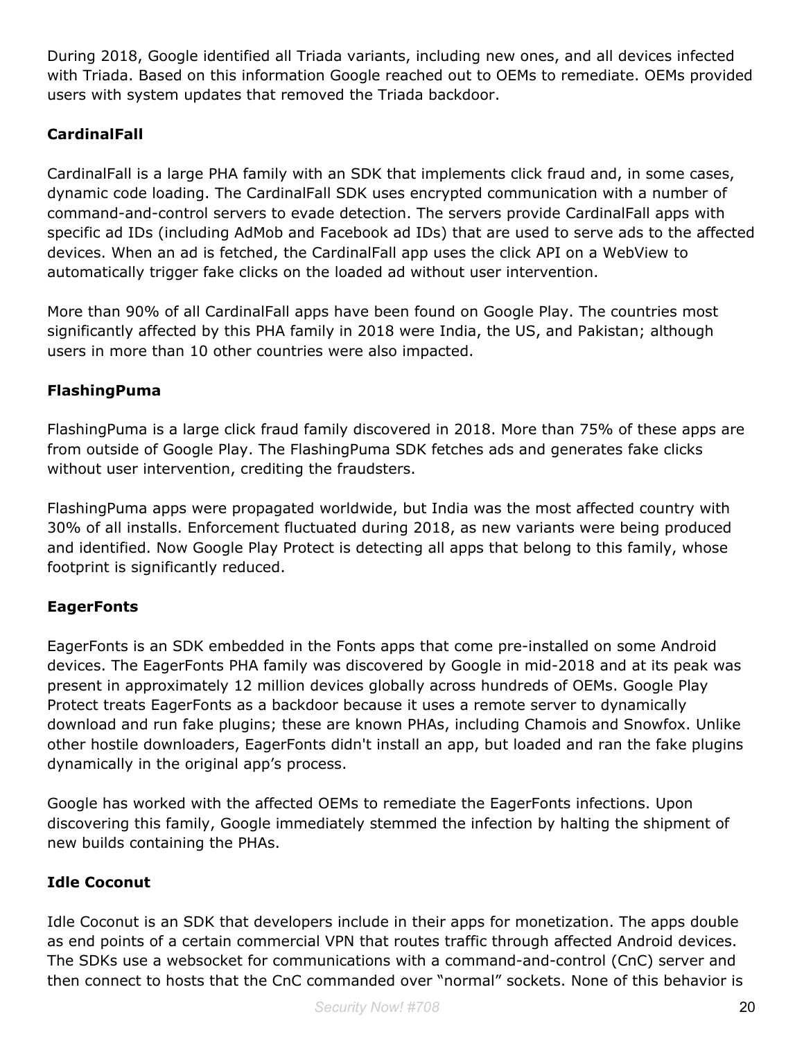During 2018, Google identified all Triada variants, including new ones, and all devices infected with Triada. Based on this information Google reached out to OEMs to remediate. OEMs provided users with system updates that removed the Triada backdoor.

**CardinalFall**

CardinalFall is a large PHA family with an SDK that implements click fraud and, in some cases, dynamic code loading. The CardinalFall SDK uses encrypted communication with a number of command-and-control servers to evade detection. The servers provide CardinalFall apps with specific ad IDs (including AdMob and Facebook ad IDs) that are used to serve ads to the affected devices. When an ad is fetched, the CardinalFall app uses the click API on a WebView to automatically trigger fake clicks on the loaded ad without user intervention.

More than 90% of all CardinalFall apps have been found on Google Play. The countries most significantly affected by this PHA family in 2018 were India, the US, and Pakistan; although users in more than 10 other countries were also impacted.

**FlashingPuma**

FlashingPuma is a large click fraud family discovered in 2018. More than 75% of these apps are from outside of Google Play. The FlashingPuma SDK fetches ads and generates fake clicks without user intervention, crediting the fraudsters.

FlashingPuma apps were propagated worldwide, but India was the most affected country with 30% of all installs. Enforcement fluctuated during 2018, as new variants were being produced and identified. Now Google Play Protect is detecting all apps that belong to this family, whose footprint is significantly reduced.

**EagerFonts**

EagerFonts is an SDK embedded in the Fonts apps that come pre-installed on some Android devices. The EagerFonts PHA family was discovered by Google in mid-2018 and at its peak was present in approximately 12 million devices globally across hundreds of OEMs. Google Play Protect treats EagerFonts as a backdoor because it uses a remote server to dynamically download and run fake plugins; these are known PHAs, including Chamois and Snowfox. Unlike other hostile downloaders, EagerFonts didn't install an app, but loaded and ran the fake plugins dynamically in the original app's process.

Google has worked with the affected OEMs to remediate the EagerFonts infections. Upon discovering this family, Google immediately stemmed the infection by halting the shipment of new builds containing the PHAs.

**Idle Coconut**

Idle Coconut is an SDK that developers include in their apps for monetization. The apps double as end points of a certain commercial VPN that routes traffic through affected Android devices. The SDKs use a websocket for communications with a command-and-control (CnC) server and then connect to hosts that the CnC commanded over "normal" sockets. None of this behavior is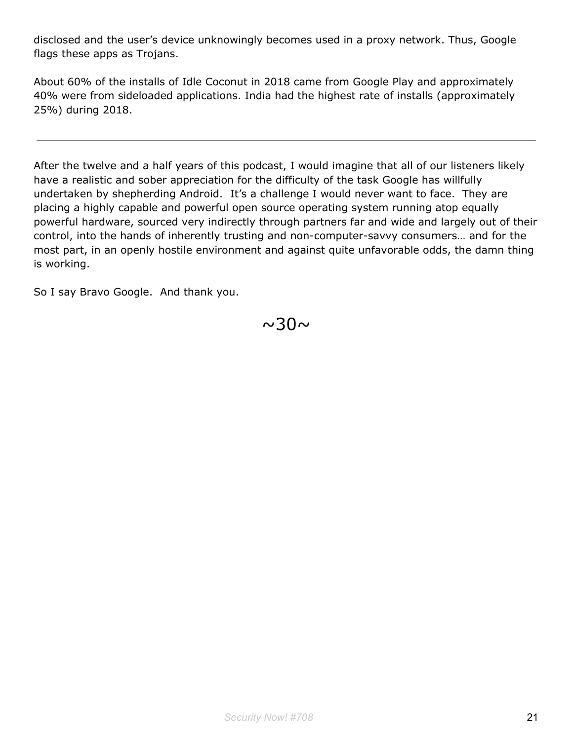disclosed and the user's device unknowingly becomes used in a proxy network. Thus, Google flags these apps as Trojans.

About 60% of the installs of Idle Coconut in 2018 came from Google Play and approximately 40% were from sideloaded applications. India had the highest rate of installs (approximately 25%) during 2018.

---

After the twelve and a half years of this podcast, I would imagine that all of our listeners likely have a realistic and sober appreciation for the difficulty of the task Google has willfully undertaken by shepherding Android. It's a challenge I would never want to face. They are placing a highly capable and powerful open source operating system running atop equally powerful hardware, sourced very indirectly through partners far and wide and largely out of their control, into the hands of inherently trusting and non-computer-savvy consumers… and for the most part, in an openly hostile environment and against quite unfavorable odds, the damn thing is working.

So I say Bravo Google. And thank you.

~30~